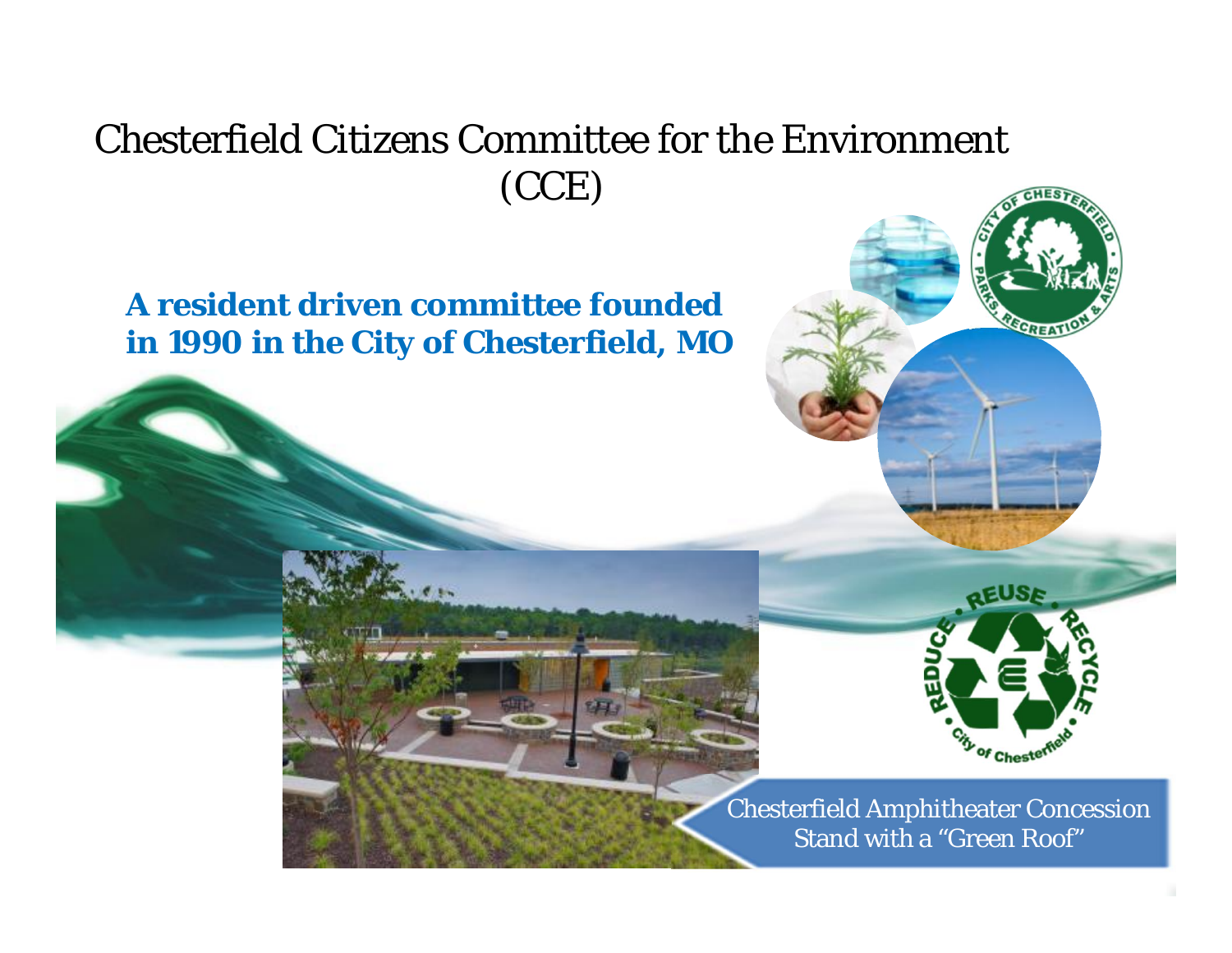# Chesterfield Citizens Committee for the Environment (CCE)

**A resident driven committee founded in 1990 in the City of Chesterfield, MO**

Chesterfield Amphitheater Concession Stand with a "Green Roof"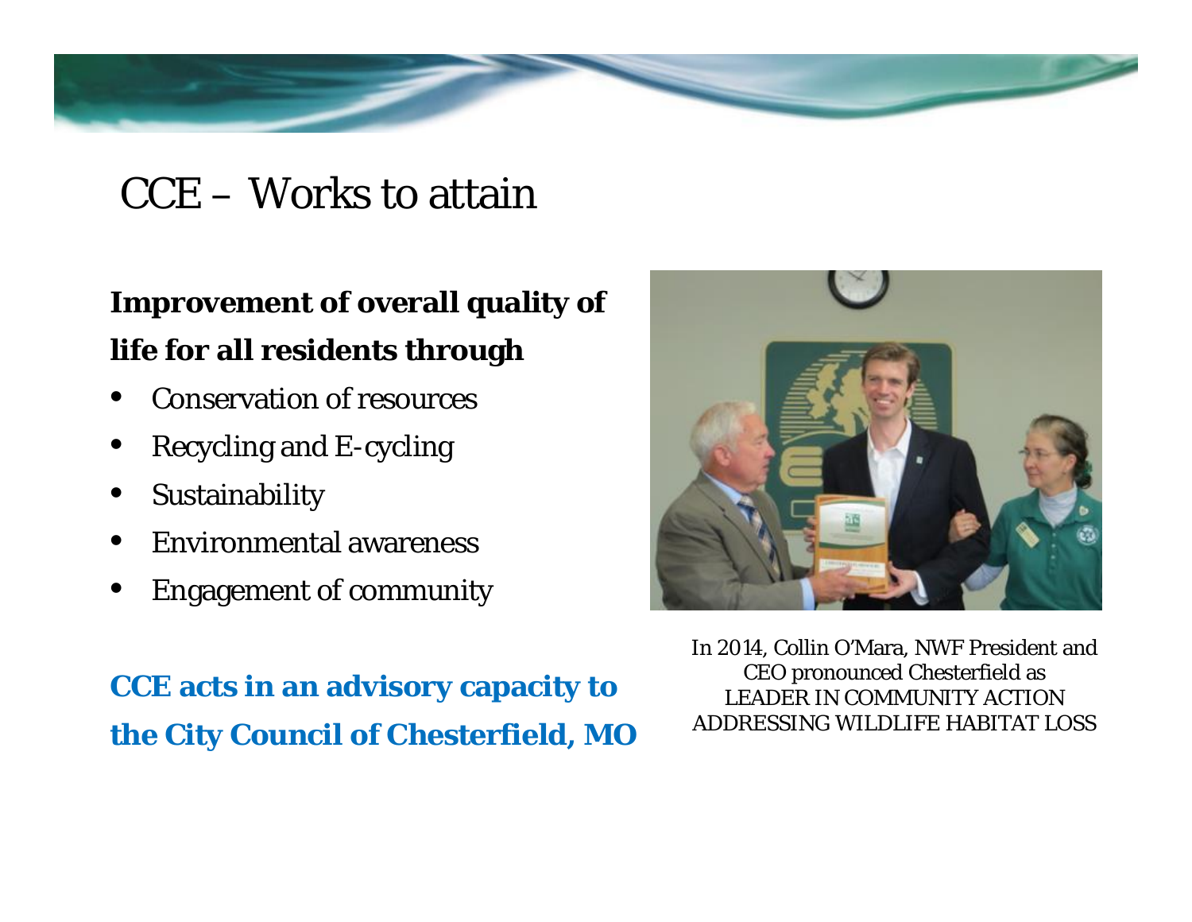# CCE – Works to attain

**Improvement of overall quality of life for all residents through**

- Conservation of resources
- Recycling and E-cycling
- Sustainability
- Environmental awareness
- Engagement of community

**CCE acts in an advisory capacity to the City Council of Chesterfield, MO**

In 2014, Collin O'Mara, NWF President and CEO pronounced Chesterfield as LEADER IN COMMUNITY ACTION ADDRESSING WILDLIFE HABITAT LOSS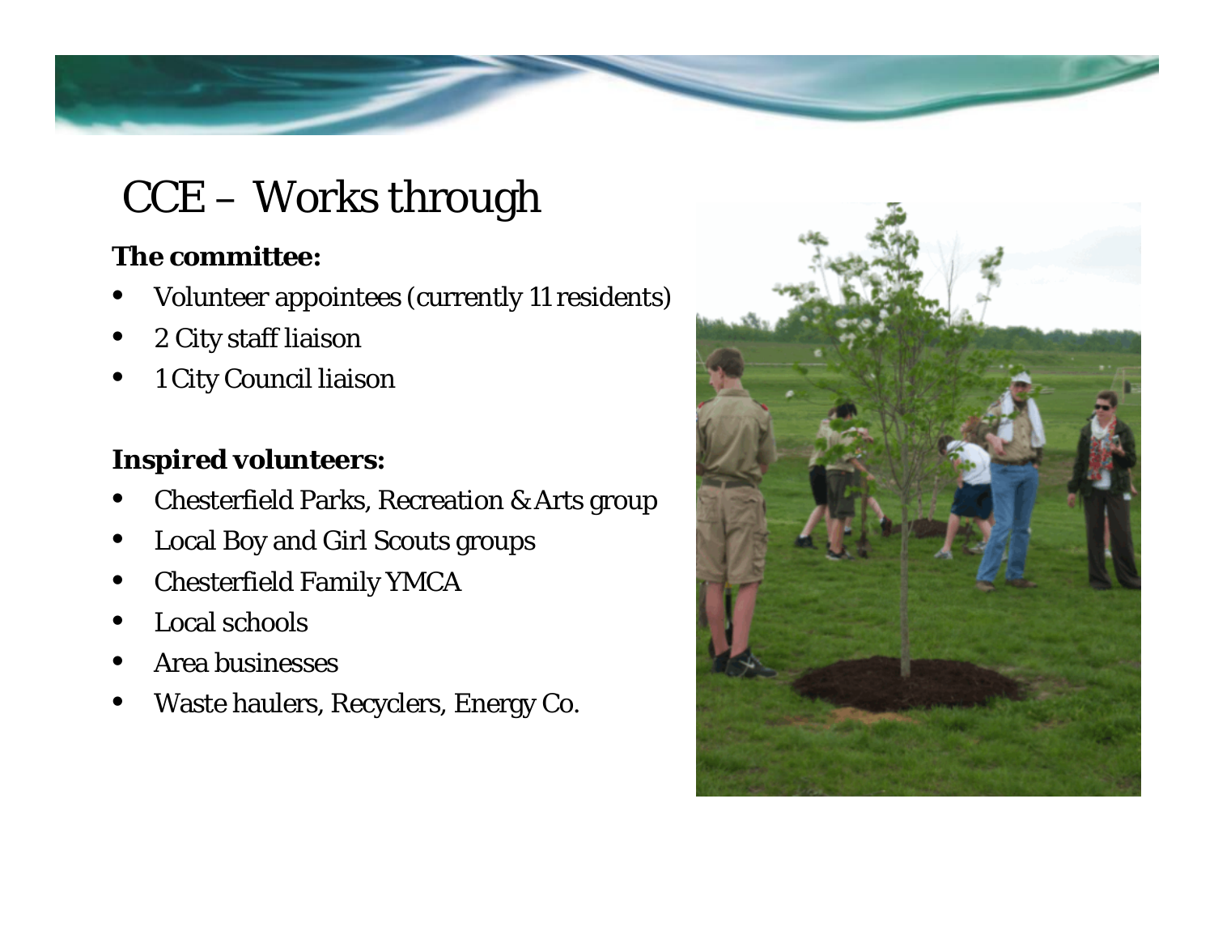# CCE – Works through

**The committee:**

- Volunteer appointees (currently 11 residents)
- 2 City staff liaison
- 1 City Council liaison

**Inspired volunteers:**

- Chesterfield Parks, Recreation & Arts group
- Local Boy and Girl Scouts groups
- Chesterfield Family YMCA
- Local schools
- Area businesses
- Waste haulers, Recyclers, Energy Co.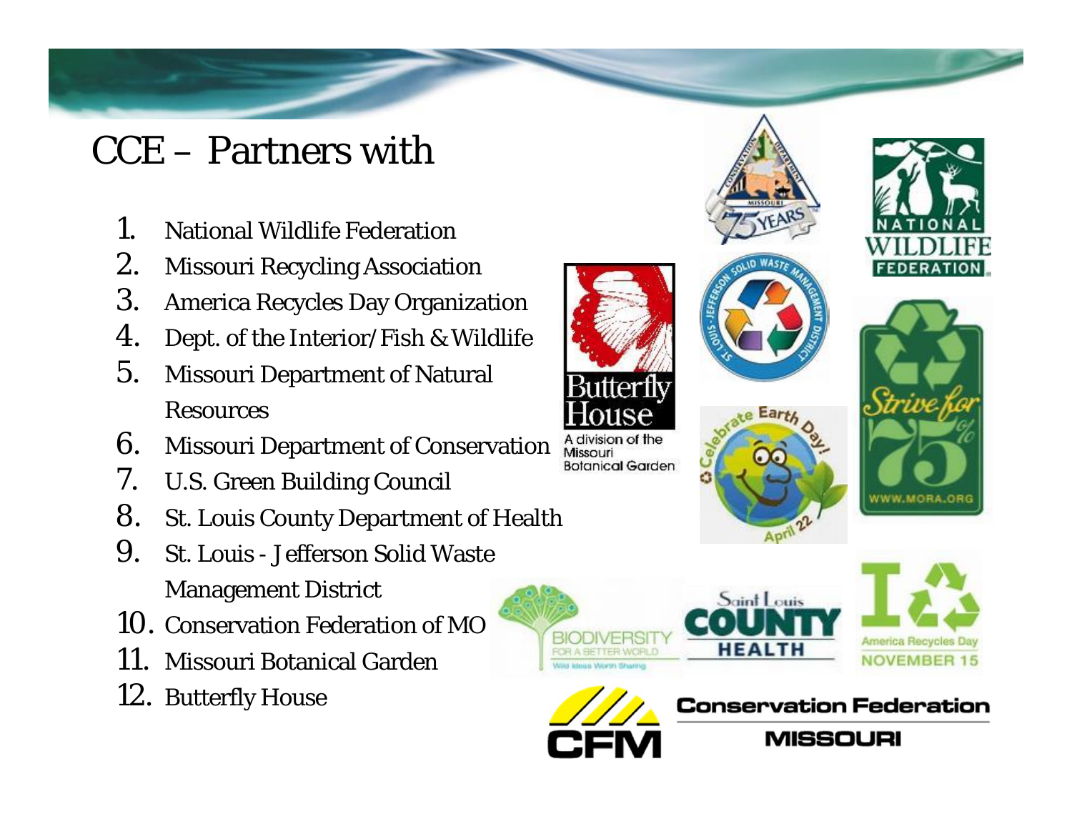# CCE – Partners with

1. National Wildlife Federation
2. Missouri Recycling Association
3. America Recycles Day Organization
4. Dept. of the Interior/Fish & Wildlife
5. Missouri Department of Natural Resources
6. Missouri Department of Conservation
7. U.S. Green Building Council
8. St. Louis County Department of Health
9. St. Louis - Jefferson Solid Waste Management District
10. Conservation Federation of MO
11. Missouri Botanical Garden
12. Butterfly House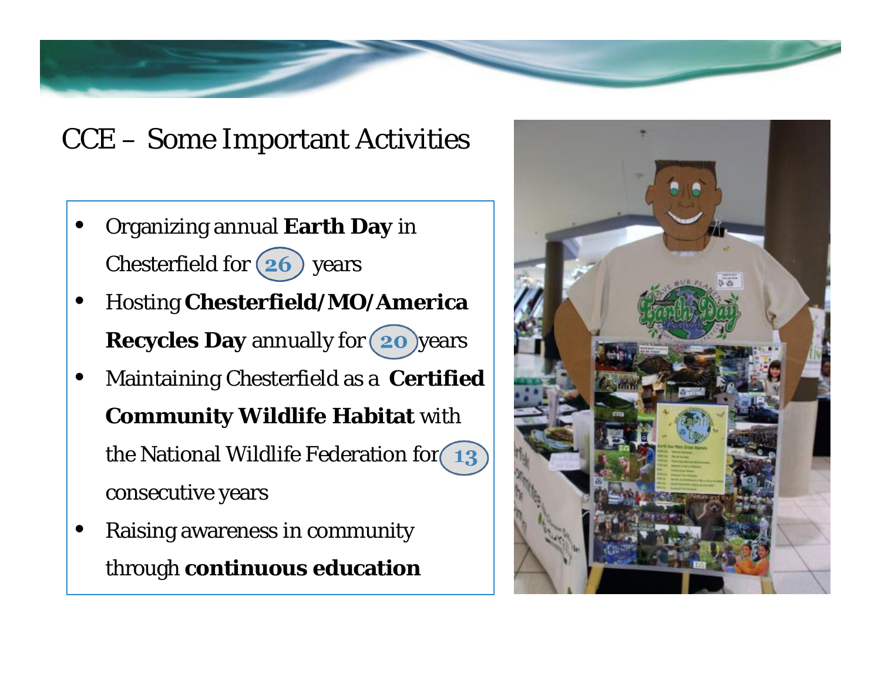# CCE – Some Important Activities

- Organizing annual **Earth Day** in Chesterfield for 26 years
- Hosting **Chesterfield/MO/America Recycles Day** annually for 20 years
- Maintaining Chesterfield as a **Certified Community Wildlife Habitat** with the National Wildlife Federation for 13 consecutive years
- Raising awareness in community through **continuous education**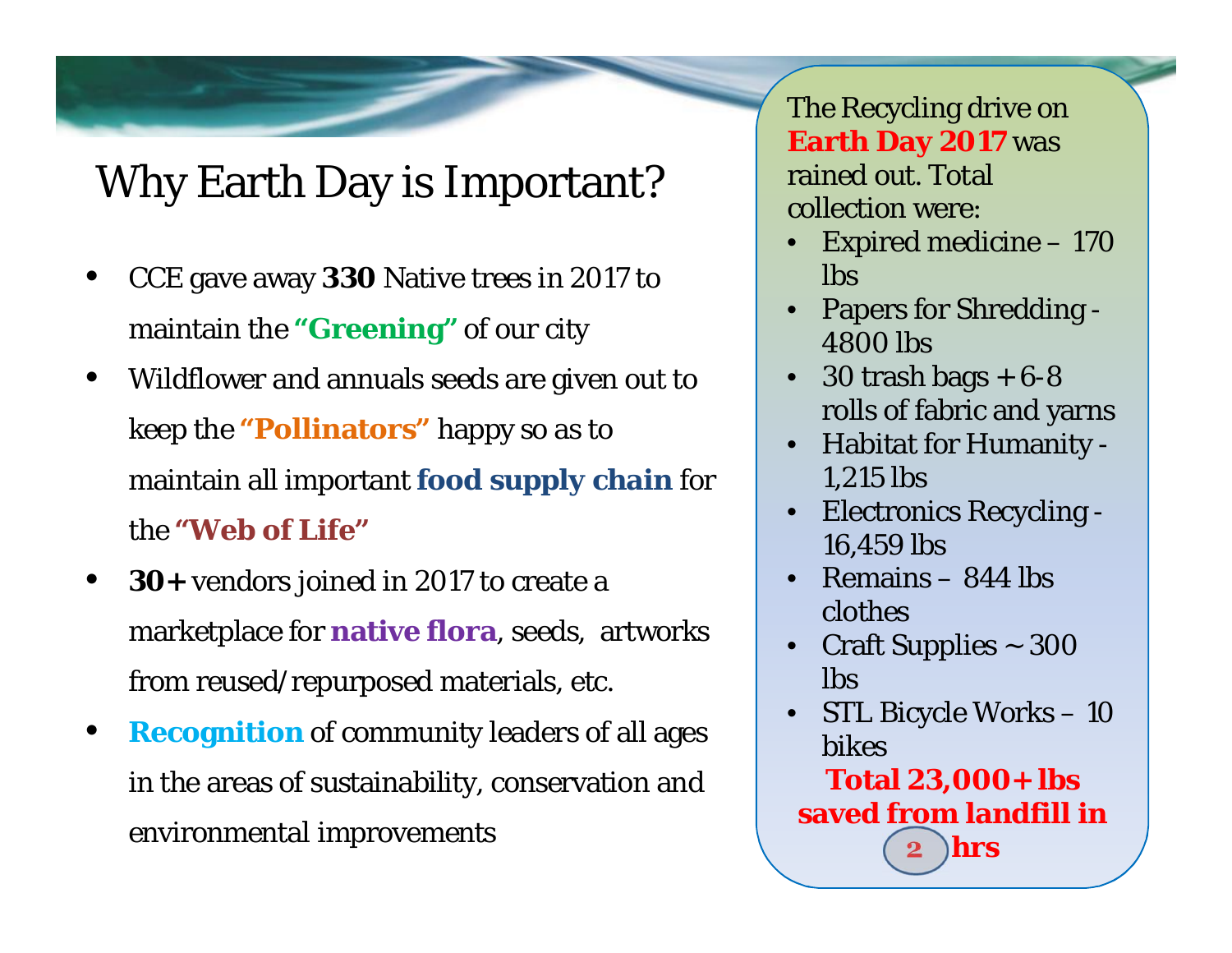# Why Earth Day is Important?

- CCE gave away **330** Native trees in 2017 to maintain the **"Greening"** of our city
- Wildflower and annuals seeds are given out to keep the **"Pollinators"** happy so as to maintain all important **food supply chain** for the **"Web of Life"**
- **30+** vendors joined in 2017 to create a marketplace for **native flora**, seeds, artworks from reused/repurposed materials, etc.
- **Recognition** of community leaders of all ages in the areas of sustainability, conservation and environmental improvements

The Recycling drive on **Earth Day 2017** was rained out. Total collection were:

- Expired medicine – 170 lbs
- Papers for Shredding - 4800 lbs
- 30 trash bags + 6-8 rolls of fabric and yarns
- Habitat for Humanity - 1,215 lbs
- Electronics Recycling - 16,459 lbs
- Remains – 844 lbs clothes
- Craft Supplies ~ 300 lbs
- STL Bicycle Works – 10 bikes

**Total 23,000+ lbs saved from landfill in 2 hrs**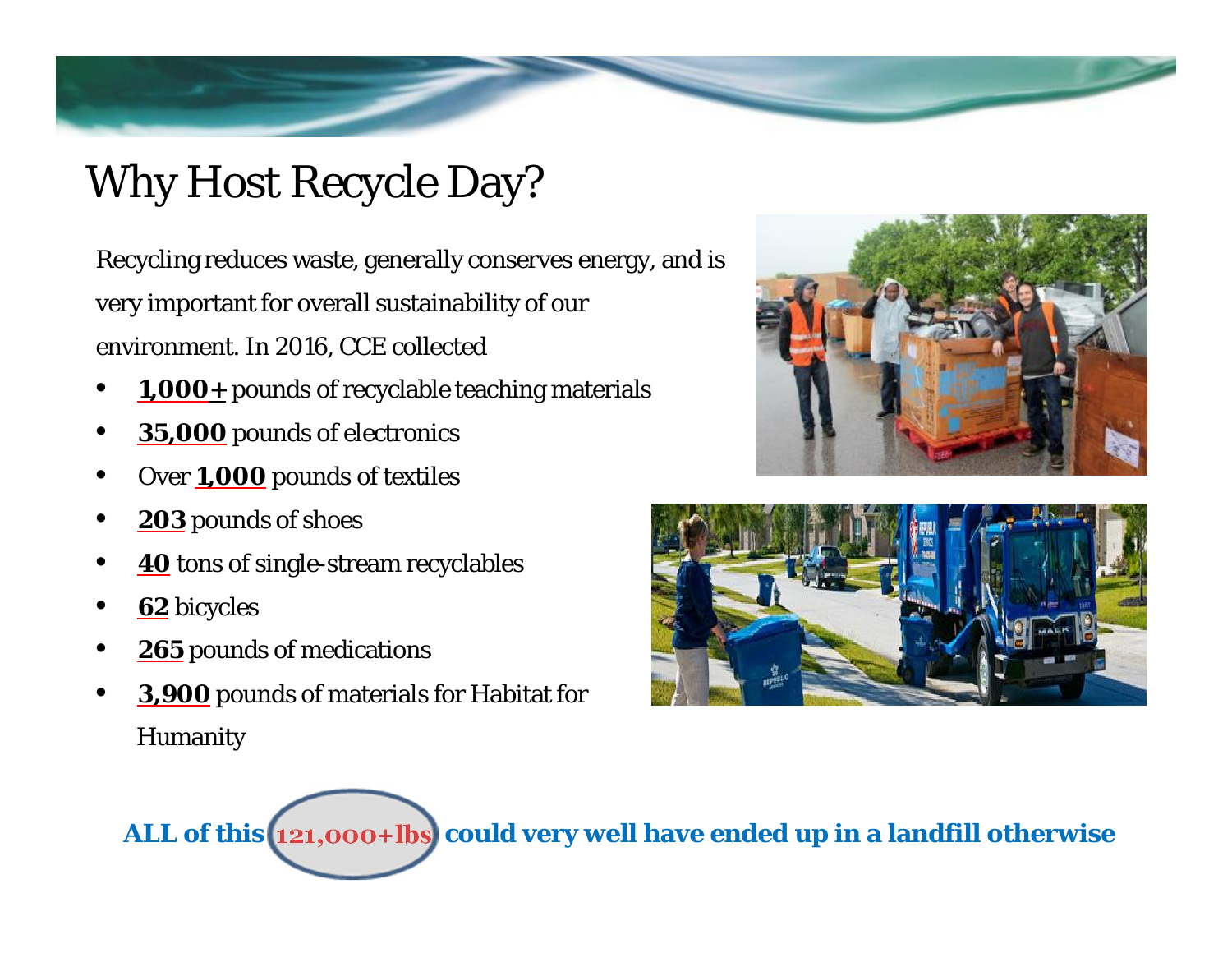# Why Host Recycle Day?

Recycling reduces waste, generally conserves energy, and is very important for overall sustainability of our environment. In 2016, CCE collected

- **1,000+** pounds of recyclable teaching materials
- **35,000** pounds of electronics
- Over **1,000** pounds of textiles
- **203** pounds of shoes
- **40** tons of single-stream recyclables
- **62** bicycles
- **265** pounds of medications
- **3,900** pounds of materials for Habitat for Humanity

**ALL of this 121,000+lbs could very well have ended up in a landfill otherwise**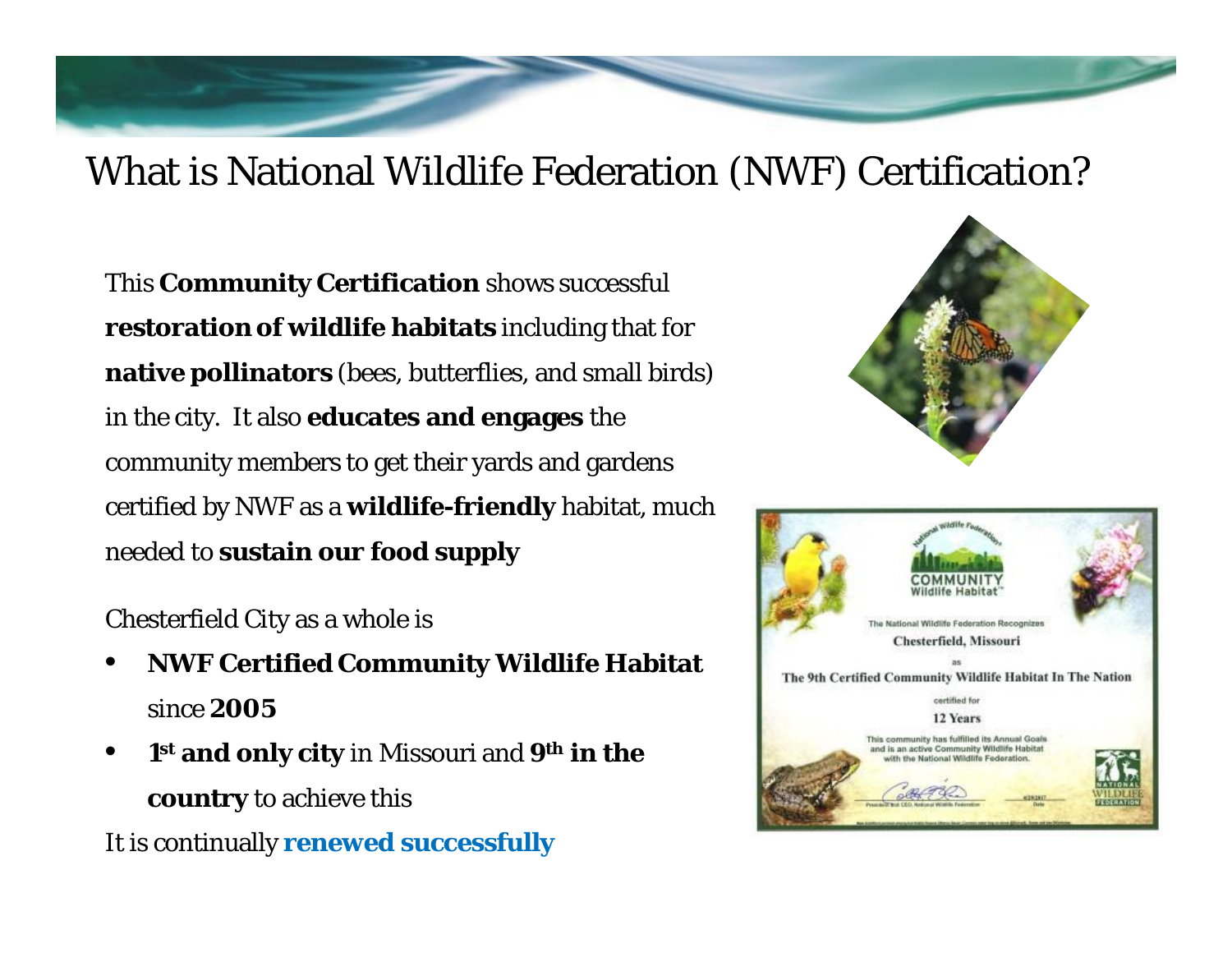# What is National Wildlife Federation (NWF) Certification?

This **Community Certification** shows successful **restoration of wildlife habitats** including that for **native pollinators** (bees, butterflies, and small birds) in the city. It also **educates and engages** the community members to get their yards and gardens certified by NWF as a **wildlife-friendly** habitat, much needed to **sustain our food supply**

Chesterfield City as a whole is

- **NWF Certified Community Wildlife Habitat** since **2005**
- **1st and only city** in Missouri and **9th in the country** to achieve this

It is continually **renewed successfully**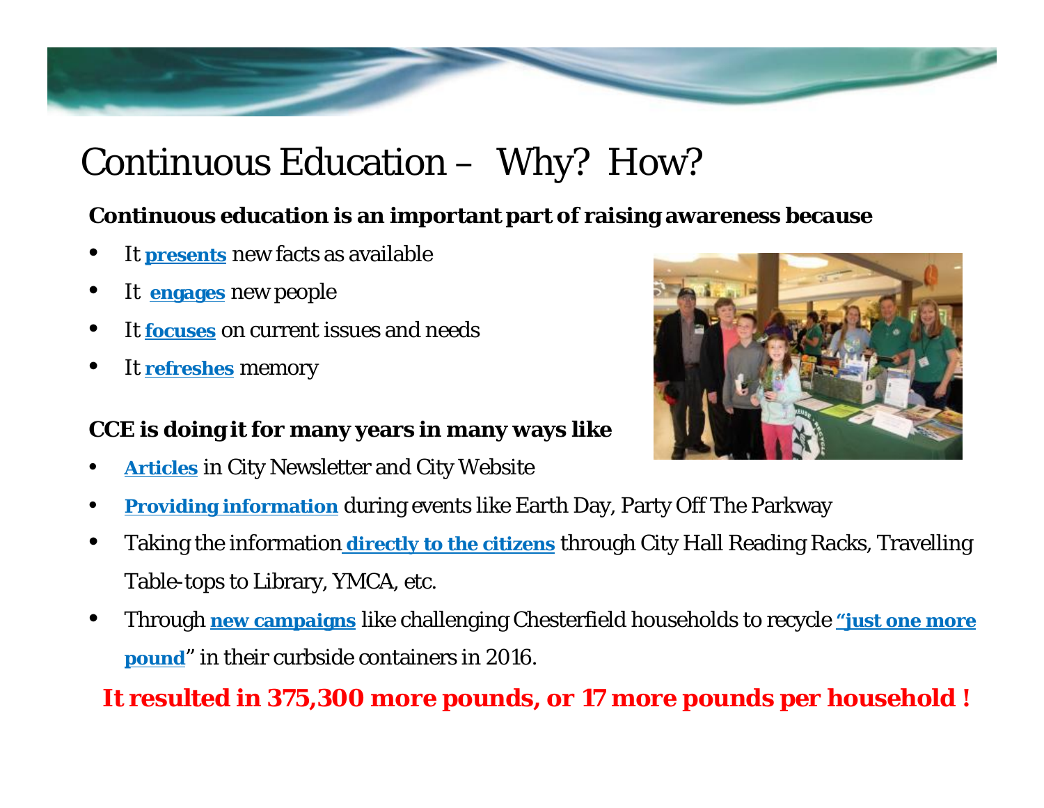# Continuous Education – Why? How?

**Continuous education is an important part of raising awareness because**

- It **presents** new facts as available
- It **engages** new people
- It **focuses** on current issues and needs
- It **refreshes** memory

**CCE is doing it for many years in many ways like**

- **Articles** in City Newsletter and City Website
- **Providing information** during events like Earth Day, Party Off The Parkway
- Taking the information **directly to the citizens** through City Hall Reading Racks, Travelling Table-tops to Library, YMCA, etc.
- Through **new campaigns** like challenging Chesterfield households to recycle **"just one more pound**" in their curbside containers in 2016.

**It resulted in 375,300 more pounds, or 17 more pounds per household !**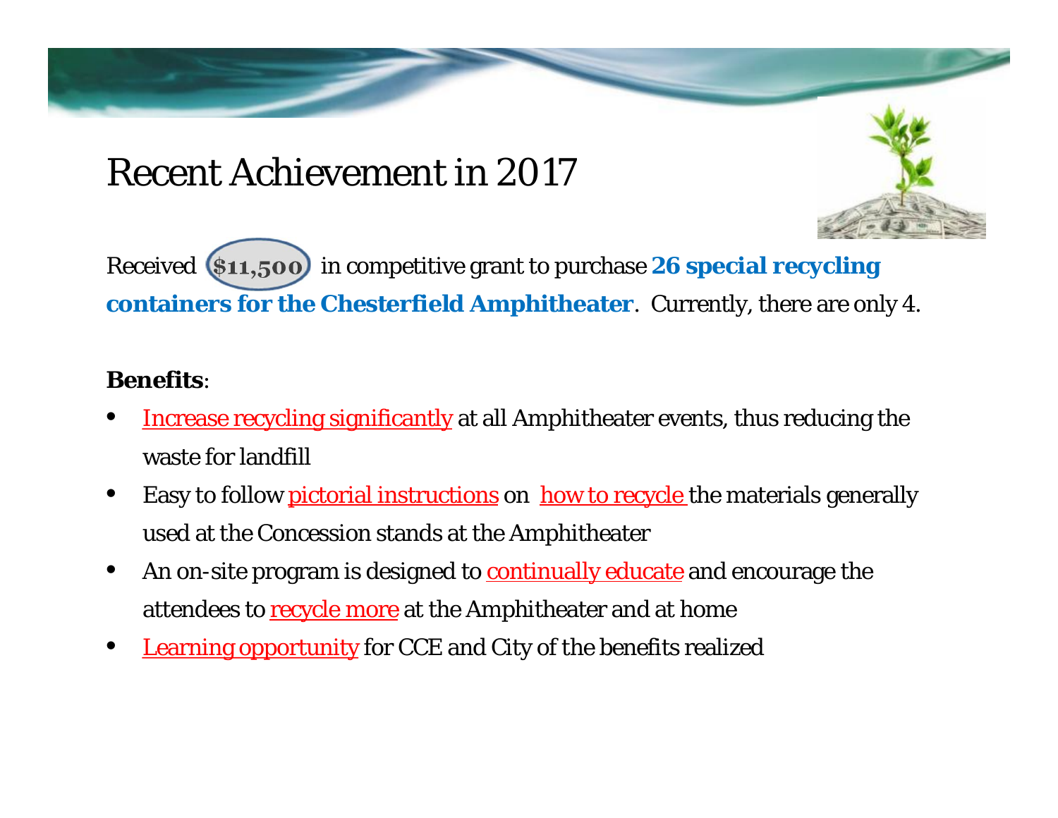# Recent Achievement in 2017

Received $11,500 in competitive grant to purchase **26 special recycling containers for the Chesterfield Amphitheater**. Currently, there are only 4.

**Benefits**:

- Increase recycling significantly at all Amphitheater events, thus reducing the waste for landfill
- Easy to follow pictorial instructions on how to recycle the materials generally used at the Concession stands at the Amphitheater
- An on-site program is designed to continually educate and encourage the attendees to recycle more at the Amphitheater and at home
- Learning opportunity for CCE and City of the benefits realized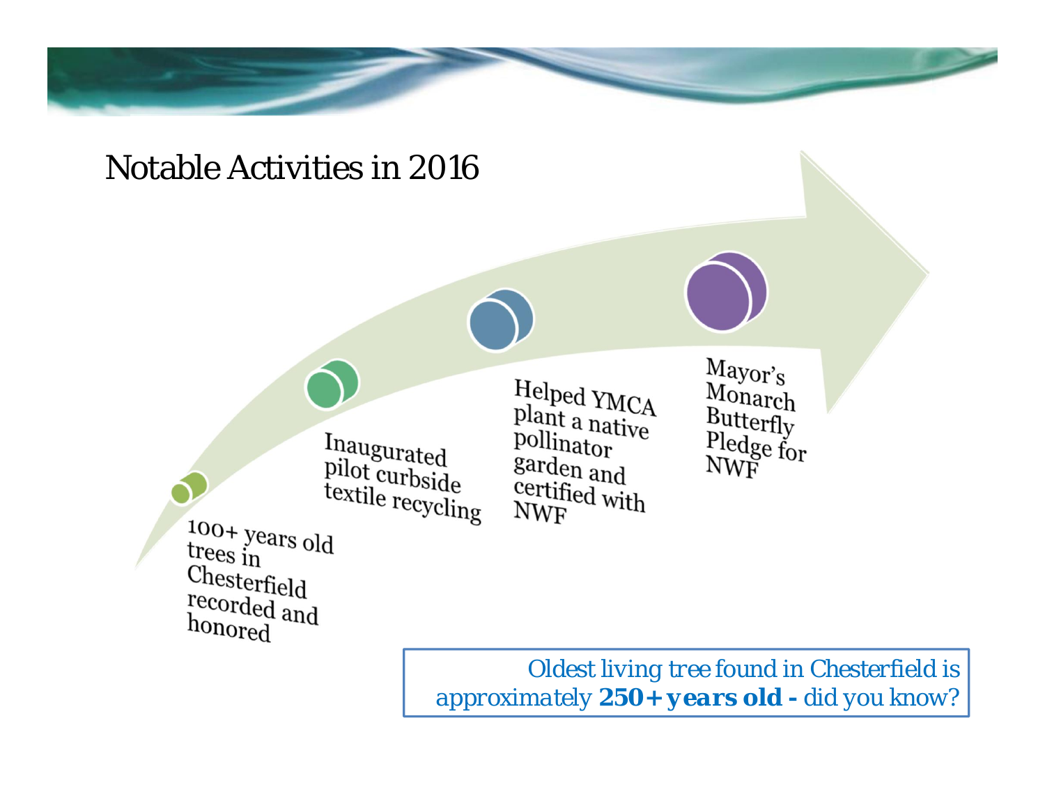# Notable Activities in 2016

- 100+ years old trees in Chesterfield recorded and honored
- Inaugurated pilot curbside textile recycling
- Helped YMCA plant a native pollinator garden and certified with NWF
- Mayor's Monarch Butterfly Pledge for NWF

*Oldest living tree found in Chesterfield is approximately **250+ years old -** did you know?*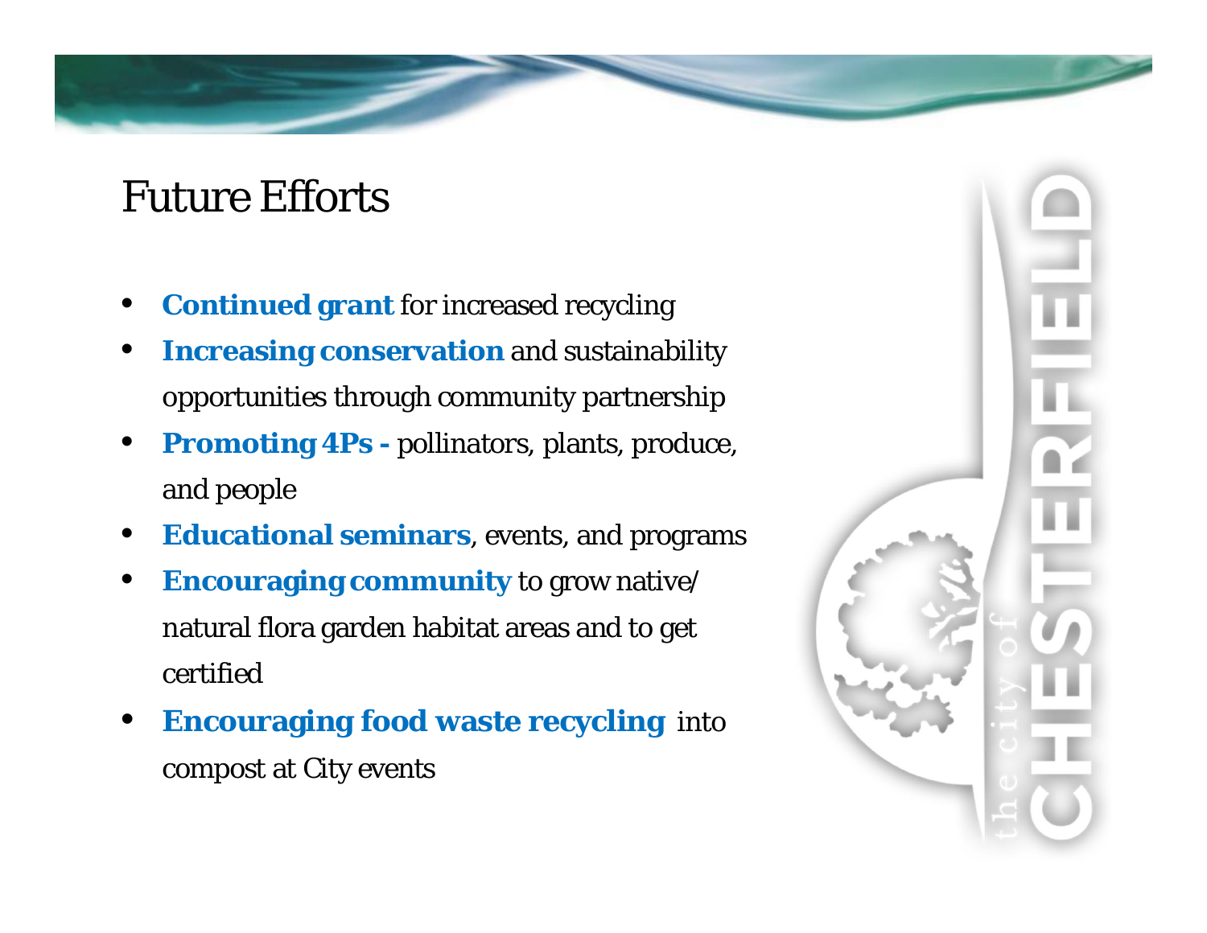# Future Efforts

- **Continued grant** for increased recycling
- **Increasing conservation** and sustainability opportunities through community partnership
- **Promoting 4Ps -** pollinators, plants, produce, and people
- **Educational seminars**, events, and programs
- **Encouraging community** to grow native/natural flora garden habitat areas and to get certified
- **Encouraging food waste recycling** into compost at City events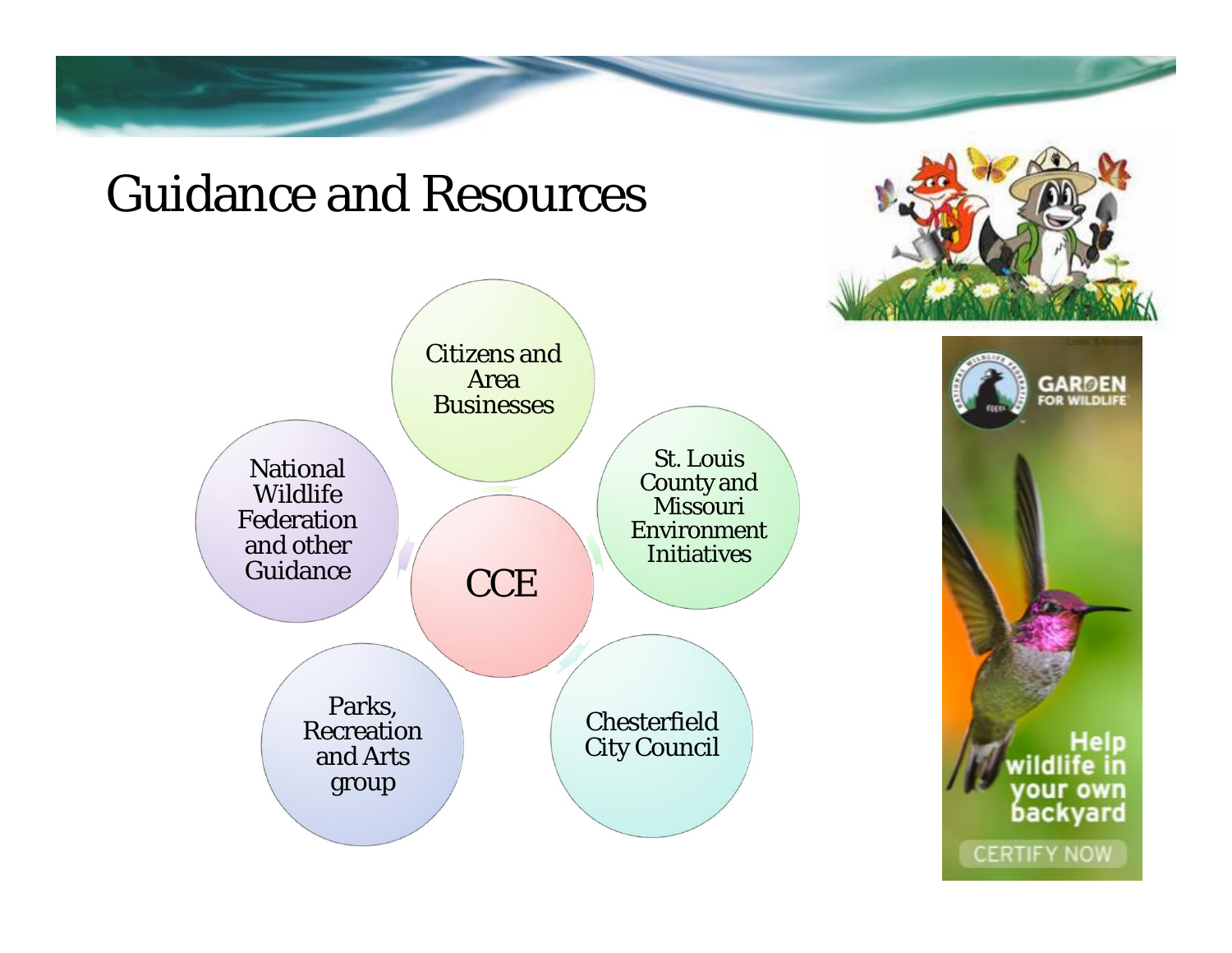# Guidance and Resources

- CCE
  - Citizens and Area Businesses
  - St. Louis County and Missouri Environment Initiatives
  - Chesterfield City Council
  - Parks, Recreation and Arts group
  - National Wildlife Federation and other Guidance

GARDEN FOR WILDLIFE

Help wildlife in your own backyard

CERTIFY NOW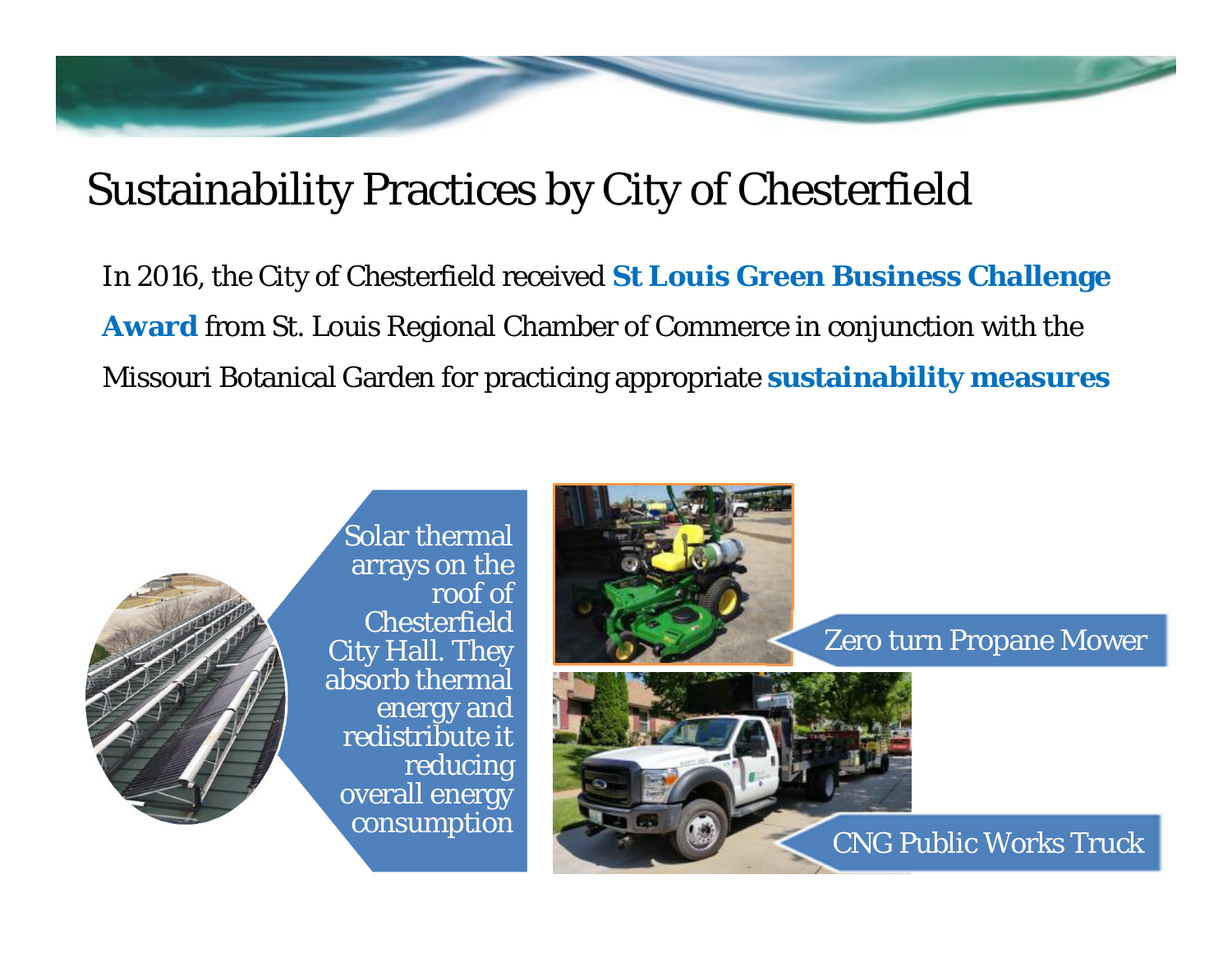# Sustainability Practices by City of Chesterfield

In 2016, the City of Chesterfield received **St Louis Green Business Challenge Award** from St. Louis Regional Chamber of Commerce in conjunction with the Missouri Botanical Garden for practicing appropriate **sustainability measures**

Solar thermal arrays on the roof of Chesterfield City Hall. They absorb thermal energy and redistribute it reducing overall energy consumption

Zero turn Propane Mower

CNG Public Works Truck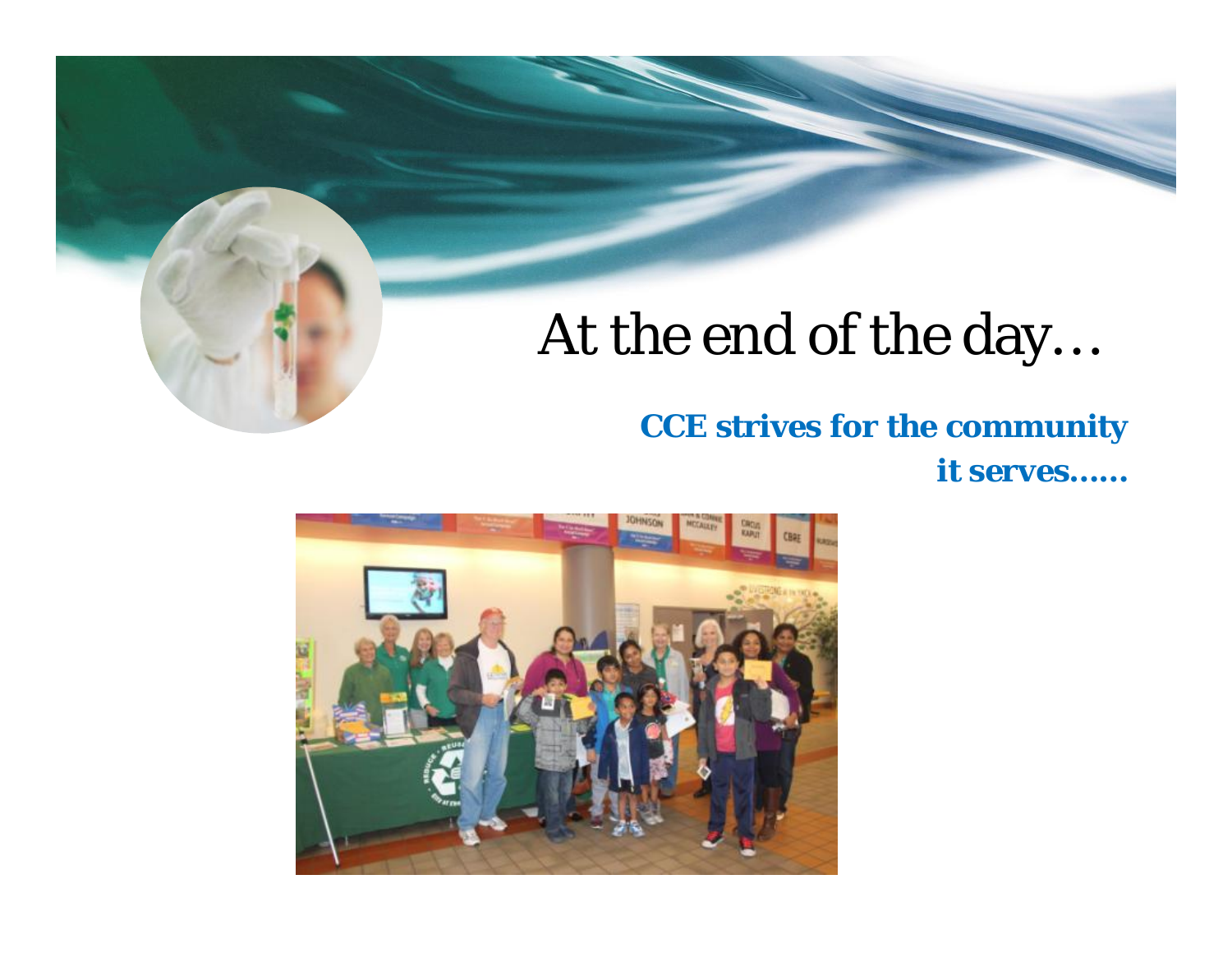# At the end of the day…

**CCE strives for the community it serves……**